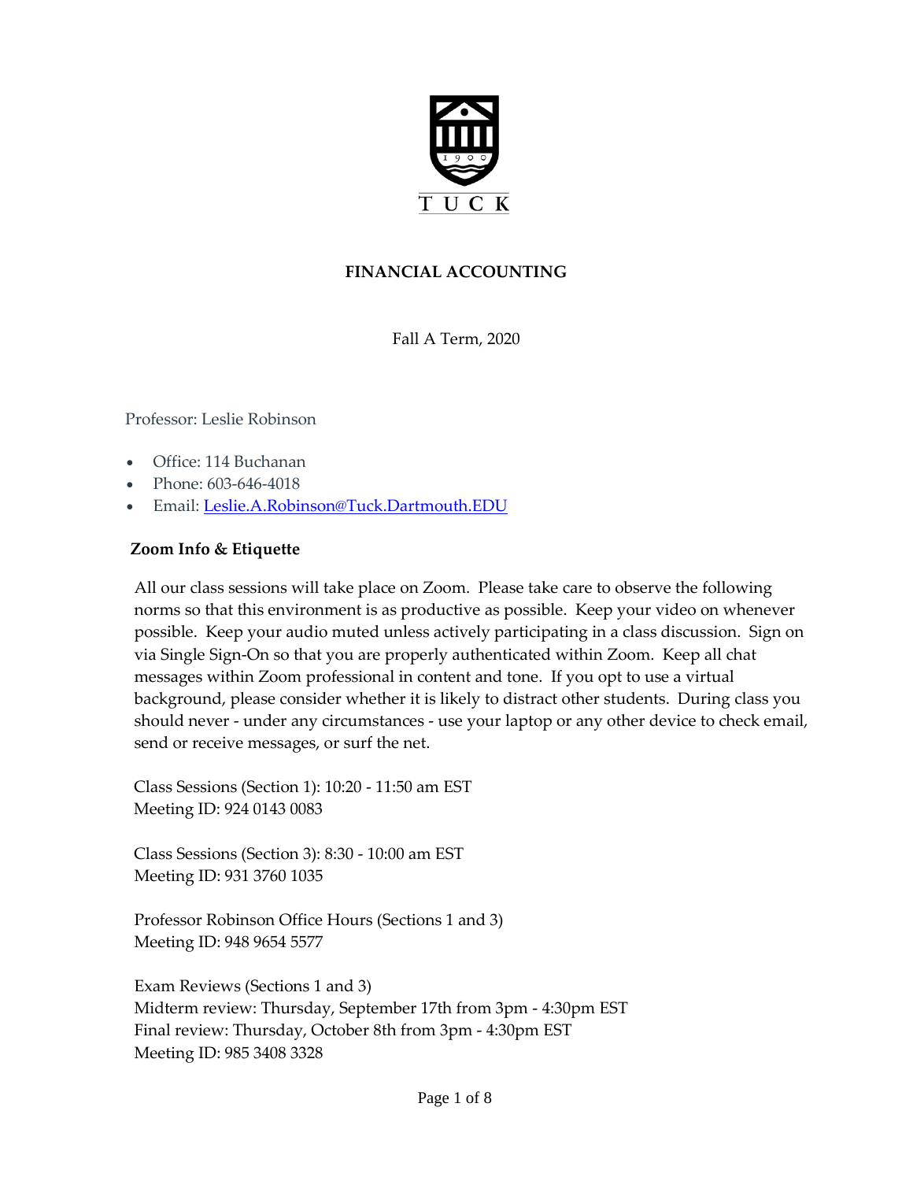TUCK

# FINANCIAL ACCOUNTING

Fall A Term, 2020

Professor: Leslie Robinson

- Office: 114 Buchanan
- Phone: 603-646-4018
- Email: Leslie.A.Robinson@Tuck.Dartmouth.EDU

## Zoom Info & Etiquette

All our class sessions will take place on Zoom. Please take care to observe the following norms so that this environment is as productive as possible. Keep your video on whenever possible. Keep your audio muted unless actively participating in a class discussion. Sign on via Single Sign-On so that you are properly authenticated within Zoom. Keep all chat messages within Zoom professional in content and tone. If you opt to use a virtual background, please consider whether it is likely to distract other students. During class you should never - under any circumstances - use your laptop or any other device to check email, send or receive messages, or surf the net.

Class Sessions (Section 1): 10:20 - 11:50 am EST
Meeting ID: 924 0143 0083

Class Sessions (Section 3): 8:30 - 10:00 am EST
Meeting ID: 931 3760 1035

Professor Robinson Office Hours (Sections 1 and 3)
Meeting ID: 948 9654 5577

Exam Reviews (Sections 1 and 3)
Midterm review: Thursday, September 17th from 3pm - 4:30pm EST
Final review: Thursday, October 8th from 3pm - 4:30pm EST
Meeting ID: 985 3408 3328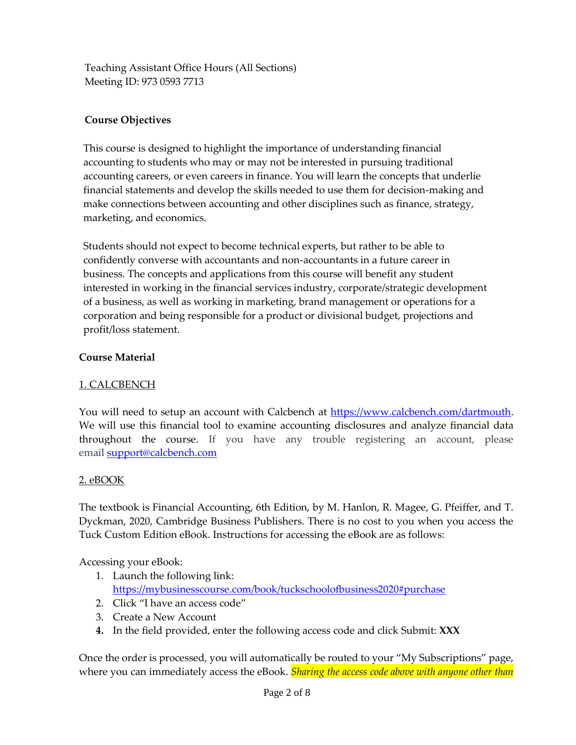Teaching Assistant Office Hours (All Sections)
Meeting ID: 973 0593 7713

**Course Objectives**

This course is designed to highlight the importance of understanding financial accounting to students who may or may not be interested in pursuing traditional accounting careers, or even careers in finance. You will learn the concepts that underlie financial statements and develop the skills needed to use them for decision-making and make connections between accounting and other disciplines such as finance, strategy, marketing, and economics.

Students should not expect to become technical experts, but rather to be able to confidently converse with accountants and non-accountants in a future career in business. The concepts and applications from this course will benefit any student interested in working in the financial services industry, corporate/strategic development of a business, as well as working in marketing, brand management or operations for a corporation and being responsible for a product or divisional budget, projections and profit/loss statement.

**Course Material**

1. CALCBENCH

You will need to setup an account with Calcbench at [https://www.calcbench.com/dartmouth](https://www.calcbench.com/dartmouth). We will use this financial tool to examine accounting disclosures and analyze financial data throughout the course. If you have any trouble registering an account, please email [support@calcbench.com](mailto:support@calcbench.com)

2. eBOOK

The textbook is Financial Accounting, 6th Edition, by M. Hanlon, R. Magee, G. Pfeiffer, and T. Dyckman, 2020, Cambridge Business Publishers. There is no cost to you when you access the Tuck Custom Edition eBook. Instructions for accessing the eBook are as follows:

Accessing your eBook:

1. Launch the following link: [https://mybusinesscourse.com/book/tuckschoolofbusiness2020#purchase](https://mybusinesscourse.com/book/tuckschoolofbusiness2020#purchase)
2. Click "I have an access code"
3. Create a New Account
4. In the field provided, enter the following access code and click Submit: **XXX**

Once the order is processed, you will automatically be routed to your "My Subscriptions" page, where you can immediately access the eBook. *Sharing the access code above with anyone other than*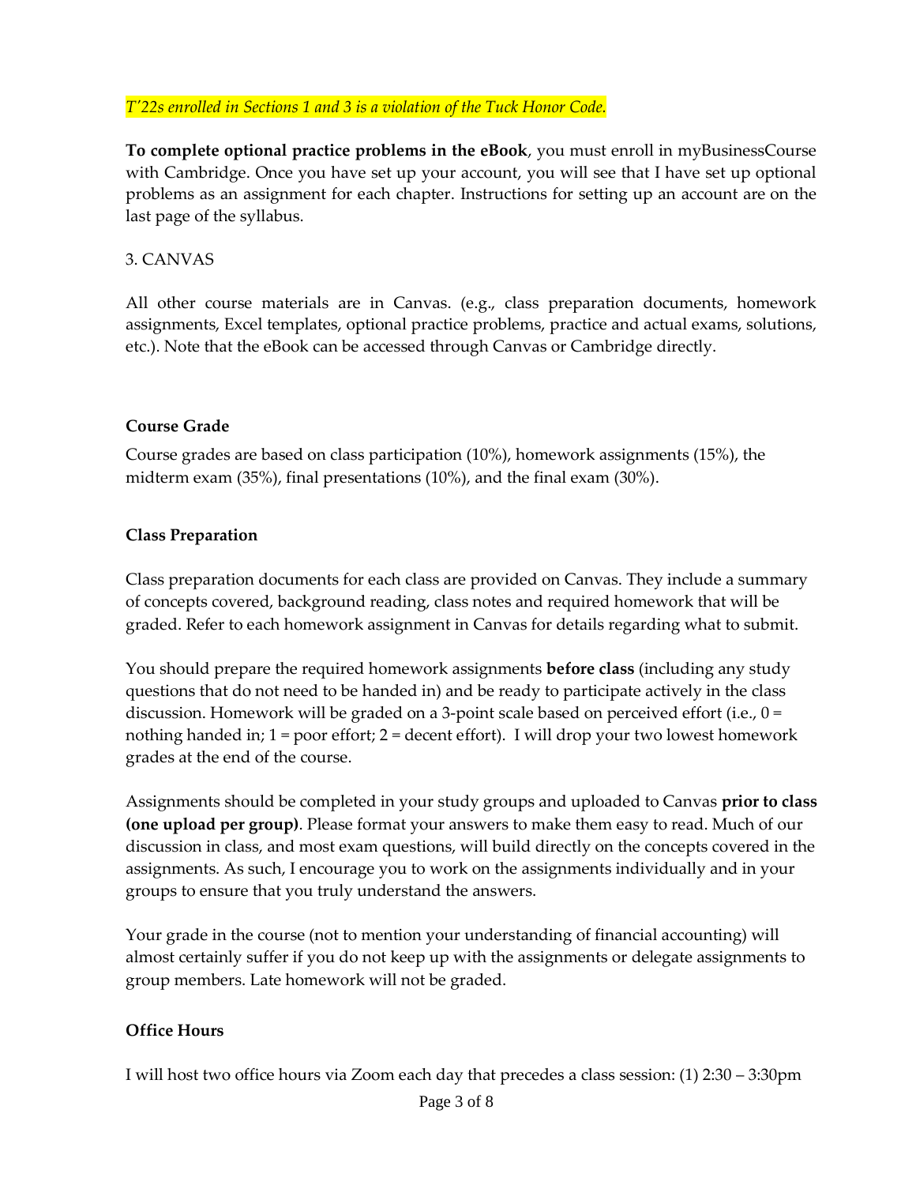*T'22s enrolled in Sections 1 and 3 is a violation of the Tuck Honor Code.*

**To complete optional practice problems in the eBook**, you must enroll in myBusinessCourse with Cambridge. Once you have set up your account, you will see that I have set up optional problems as an assignment for each chapter. Instructions for setting up an account are on the last page of the syllabus.

3. CANVAS

All other course materials are in Canvas. (e.g., class preparation documents, homework assignments, Excel templates, optional practice problems, practice and actual exams, solutions, etc.). Note that the eBook can be accessed through Canvas or Cambridge directly.

**Course Grade**

Course grades are based on class participation (10%), homework assignments (15%), the midterm exam (35%), final presentations (10%), and the final exam (30%).

**Class Preparation**

Class preparation documents for each class are provided on Canvas. They include a summary of concepts covered, background reading, class notes and required homework that will be graded. Refer to each homework assignment in Canvas for details regarding what to submit.

You should prepare the required homework assignments **before class** (including any study questions that do not need to be handed in) and be ready to participate actively in the class discussion. Homework will be graded on a 3-point scale based on perceived effort (i.e., 0 = nothing handed in; 1 = poor effort; 2 = decent effort). I will drop your two lowest homework grades at the end of the course.

Assignments should be completed in your study groups and uploaded to Canvas **prior to class (one upload per group)**. Please format your answers to make them easy to read. Much of our discussion in class, and most exam questions, will build directly on the concepts covered in the assignments. As such, I encourage you to work on the assignments individually and in your groups to ensure that you truly understand the answers.

Your grade in the course (not to mention your understanding of financial accounting) will almost certainly suffer if you do not keep up with the assignments or delegate assignments to group members. Late homework will not be graded.

**Office Hours**

I will host two office hours via Zoom each day that precedes a class session: (1) 2:30 – 3:30pm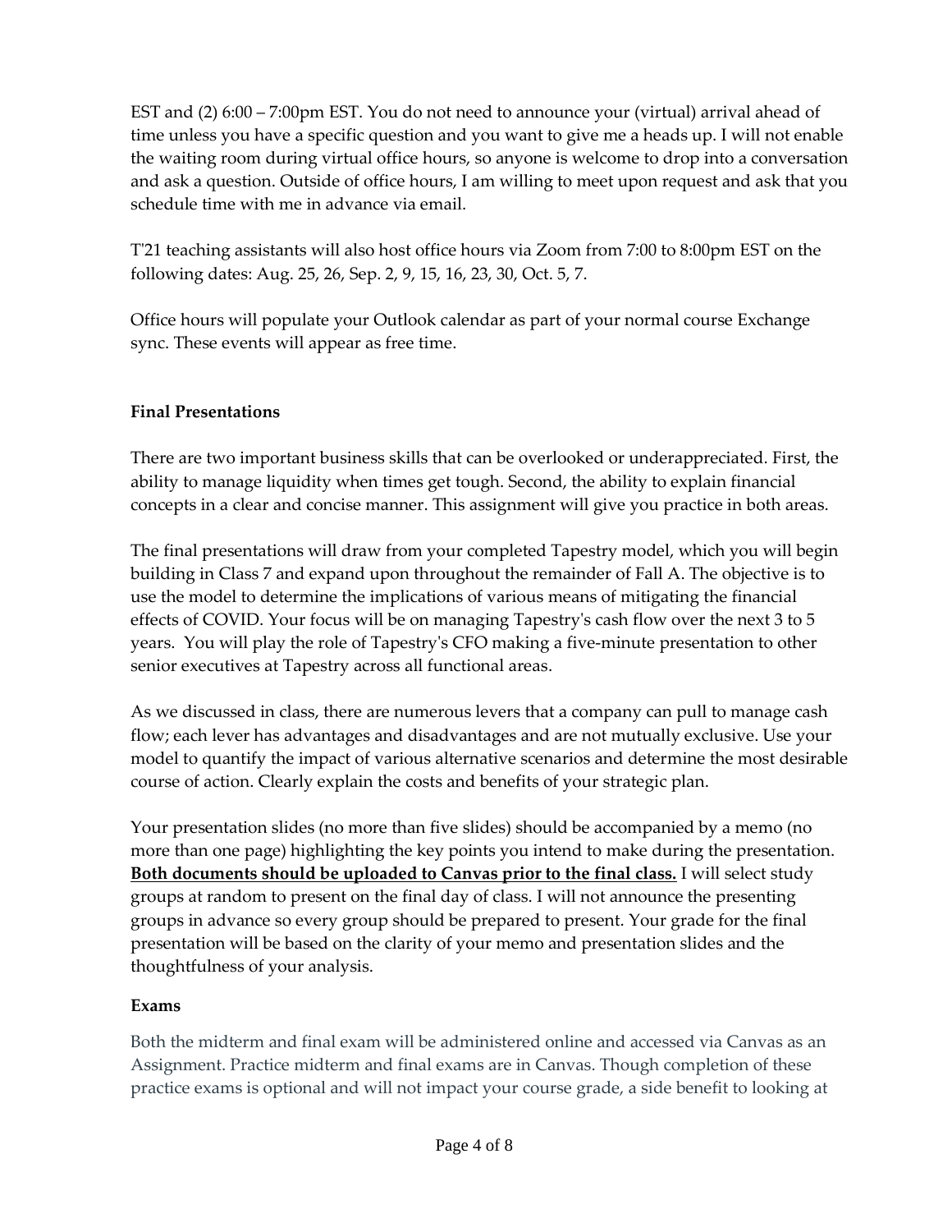EST and (2) 6:00 – 7:00pm EST. You do not need to announce your (virtual) arrival ahead of time unless you have a specific question and you want to give me a heads up. I will not enable the waiting room during virtual office hours, so anyone is welcome to drop into a conversation and ask a question. Outside of office hours, I am willing to meet upon request and ask that you schedule time with me in advance via email.

T'21 teaching assistants will also host office hours via Zoom from 7:00 to 8:00pm EST on the following dates: Aug. 25, 26, Sep. 2, 9, 15, 16, 23, 30, Oct. 5, 7.

Office hours will populate your Outlook calendar as part of your normal course Exchange sync. These events will appear as free time.

**Final Presentations**

There are two important business skills that can be overlooked or underappreciated. First, the ability to manage liquidity when times get tough. Second, the ability to explain financial concepts in a clear and concise manner. This assignment will give you practice in both areas.

The final presentations will draw from your completed Tapestry model, which you will begin building in Class 7 and expand upon throughout the remainder of Fall A. The objective is to use the model to determine the implications of various means of mitigating the financial effects of COVID. Your focus will be on managing Tapestry's cash flow over the next 3 to 5 years. You will play the role of Tapestry's CFO making a five-minute presentation to other senior executives at Tapestry across all functional areas.

As we discussed in class, there are numerous levers that a company can pull to manage cash flow; each lever has advantages and disadvantages and are not mutually exclusive. Use your model to quantify the impact of various alternative scenarios and determine the most desirable course of action. Clearly explain the costs and benefits of your strategic plan.

Your presentation slides (no more than five slides) should be accompanied by a memo (no more than one page) highlighting the key points you intend to make during the presentation. **<u>Both documents should be uploaded to Canvas prior to the final class.</u>** I will select study groups at random to present on the final day of class. I will not announce the presenting groups in advance so every group should be prepared to present. Your grade for the final presentation will be based on the clarity of your memo and presentation slides and the thoughtfulness of your analysis.

**Exams**

Both the midterm and final exam will be administered online and accessed via Canvas as an Assignment. Practice midterm and final exams are in Canvas. Though completion of these practice exams is optional and will not impact your course grade, a side benefit to looking at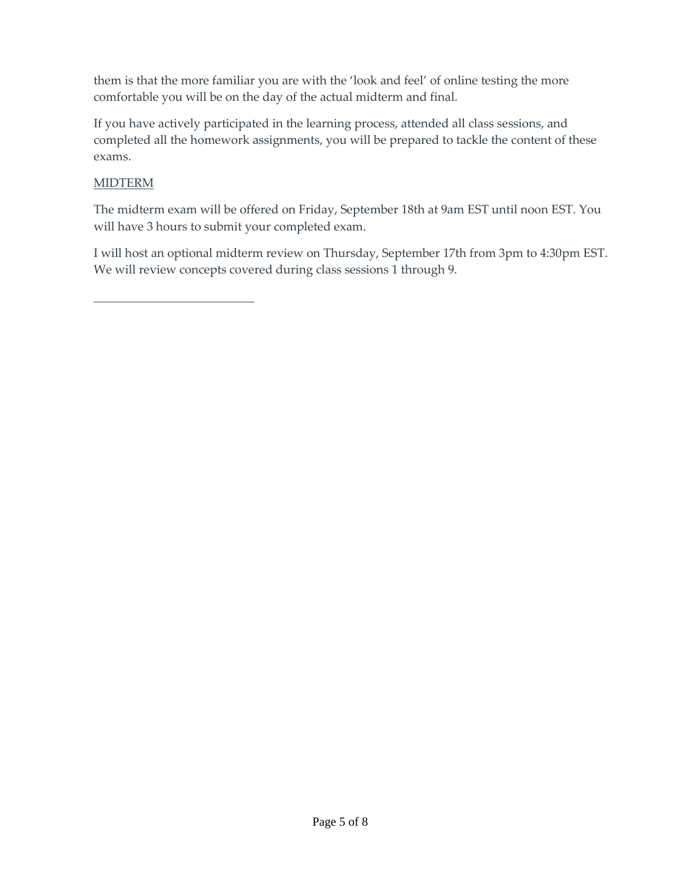them is that the more familiar you are with the 'look and feel' of online testing the more comfortable you will be on the day of the actual midterm and final.

If you have actively participated in the learning process, attended all class sessions, and completed all the homework assignments, you will be prepared to tackle the content of these exams.

<u>MIDTERM</u>

The midterm exam will be offered on Friday, September 18th at 9am EST until noon EST. You will have 3 hours to submit your completed exam.

I will host an optional midterm review on Thursday, September 17th from 3pm to 4:30pm EST. We will review concepts covered during class sessions 1 through 9.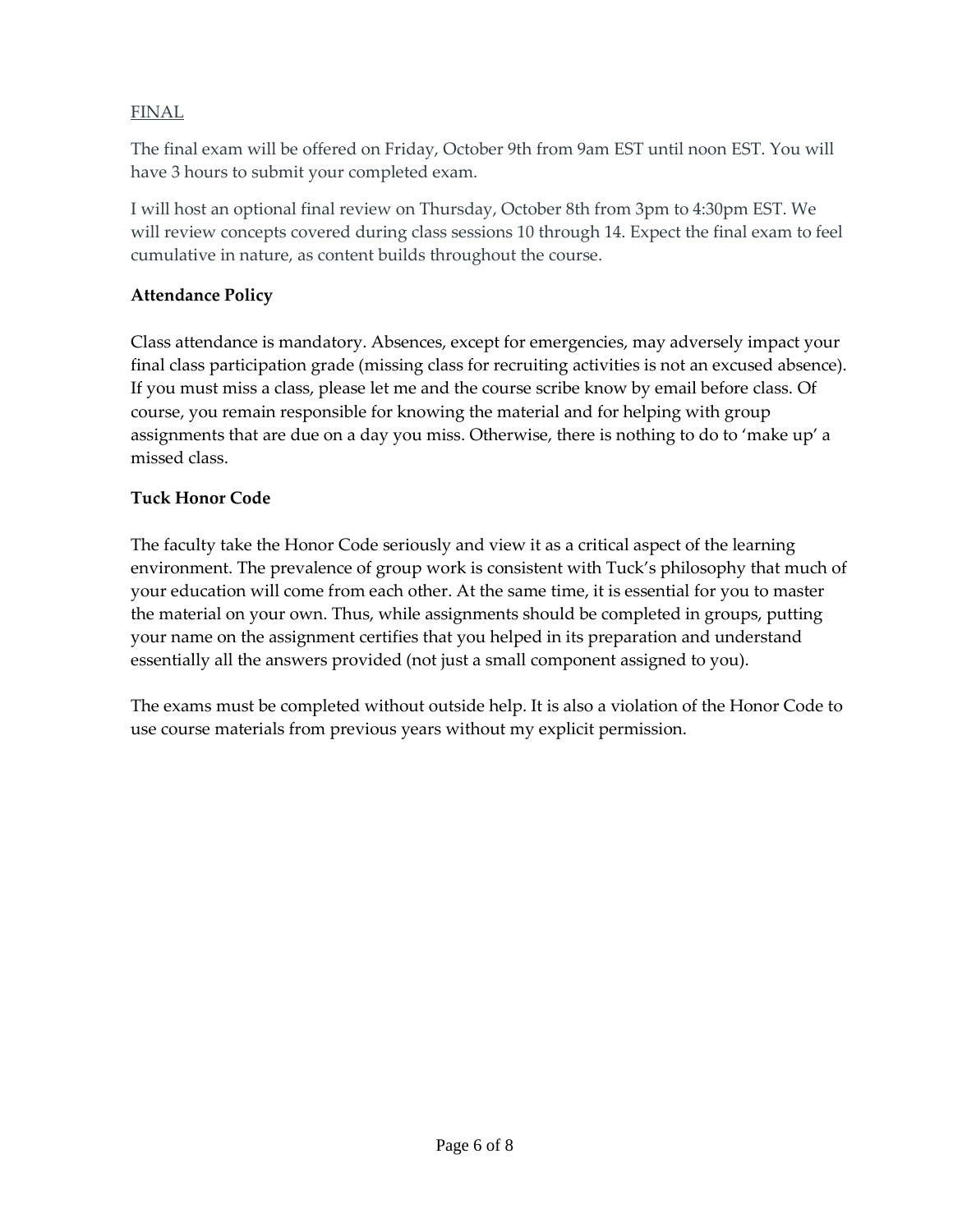FINAL

The final exam will be offered on Friday, October 9th from 9am EST until noon EST. You will have 3 hours to submit your completed exam.

I will host an optional final review on Thursday, October 8th from 3pm to 4:30pm EST. We will review concepts covered during class sessions 10 through 14. Expect the final exam to feel cumulative in nature, as content builds throughout the course.

**Attendance Policy**

Class attendance is mandatory. Absences, except for emergencies, may adversely impact your final class participation grade (missing class for recruiting activities is not an excused absence). If you must miss a class, please let me and the course scribe know by email before class. Of course, you remain responsible for knowing the material and for helping with group assignments that are due on a day you miss. Otherwise, there is nothing to do to 'make up' a missed class.

**Tuck Honor Code**

The faculty take the Honor Code seriously and view it as a critical aspect of the learning environment. The prevalence of group work is consistent with Tuck's philosophy that much of your education will come from each other. At the same time, it is essential for you to master the material on your own. Thus, while assignments should be completed in groups, putting your name on the assignment certifies that you helped in its preparation and understand essentially all the answers provided (not just a small component assigned to you).

The exams must be completed without outside help. It is also a violation of the Honor Code to use course materials from previous years without my explicit permission.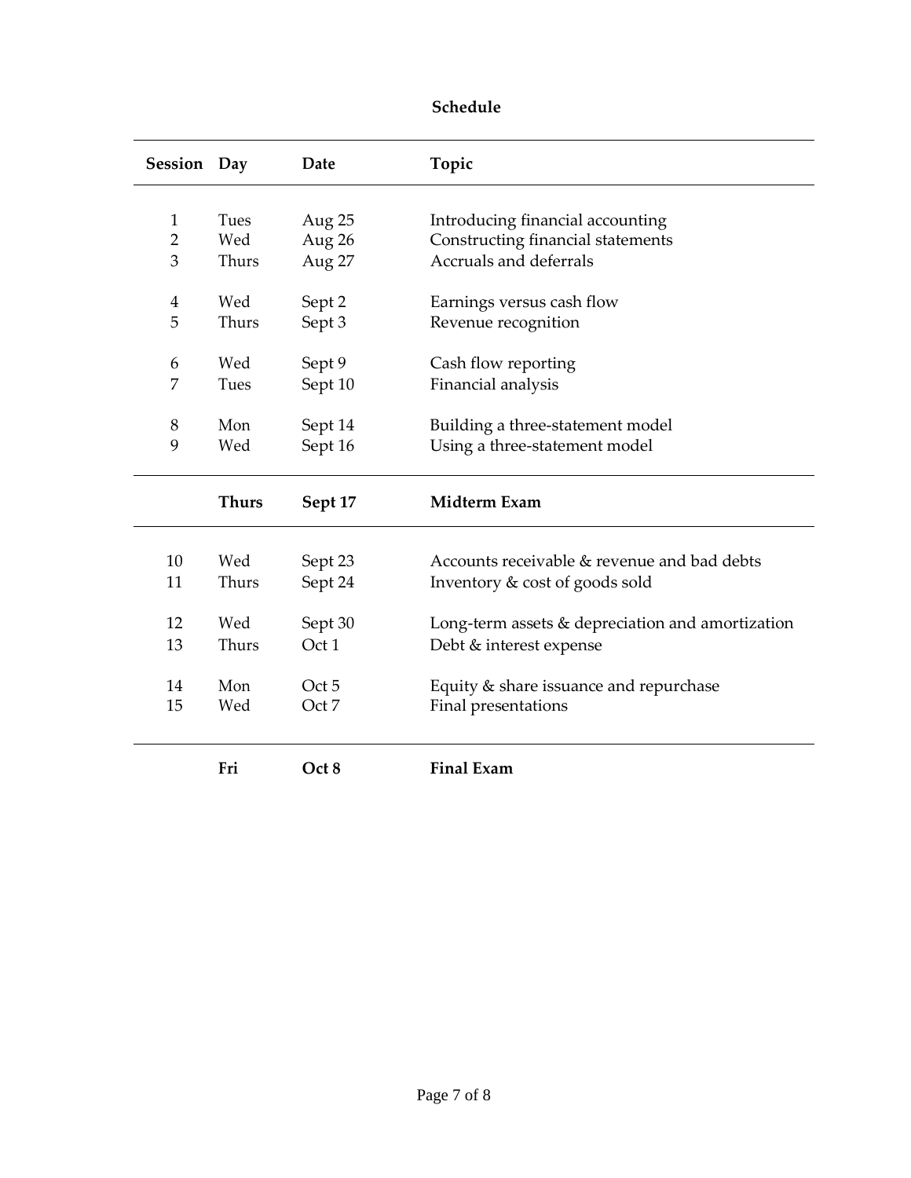**Schedule**

| Session | Day | Date | Topic |
|---|---|---|---|
| 1 | Tues | Aug 25 | Introducing financial accounting |
| 2 | Wed | Aug 26 | Constructing financial statements |
| 3 | Thurs | Aug 27 | Accruals and deferrals |
| 4 | Wed | Sept 2 | Earnings versus cash flow |
| 5 | Thurs | Sept 3 | Revenue recognition |
| 6 | Wed | Sept 9 | Cash flow reporting |
| 7 | Tues | Sept 10 | Financial analysis |
| 8 | Mon | Sept 14 | Building a three-statement model |
| 9 | Wed | Sept 16 | Using a three-statement model |
| | **Thurs** | **Sept 17** | **Midterm Exam** |
| 10 | Wed | Sept 23 | Accounts receivable & revenue and bad debts |
| 11 | Thurs | Sept 24 | Inventory & cost of goods sold |
| 12 | Wed | Sept 30 | Long-term assets & depreciation and amortization |
| 13 | Thurs | Oct 1 | Debt & interest expense |
| 14 | Mon | Oct 5 | Equity & share issuance and repurchase |
| 15 | Wed | Oct 7 | Final presentations |
| | **Fri** | **Oct 8** | **Final Exam** |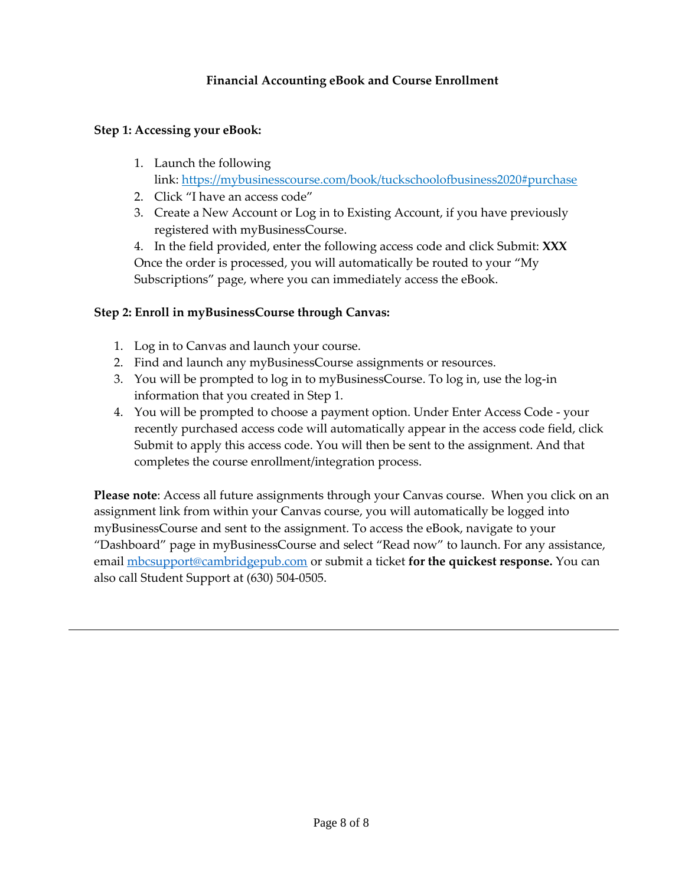**Financial Accounting eBook and Course Enrollment**

**Step 1: Accessing your eBook:**

1. Launch the following link: https://mybusinesscourse.com/book/tuckschoolofbusiness2020#purchase
2. Click "I have an access code"
3. Create a New Account or Log in to Existing Account, if you have previously registered with myBusinessCourse.
4. In the field provided, enter the following access code and click Submit: **XXX**

Once the order is processed, you will automatically be routed to your "My Subscriptions" page, where you can immediately access the eBook.

**Step 2: Enroll in myBusinessCourse through Canvas:**

1. Log in to Canvas and launch your course.
2. Find and launch any myBusinessCourse assignments or resources.
3. You will be prompted to log in to myBusinessCourse. To log in, use the log-in information that you created in Step 1.
4. You will be prompted to choose a payment option. Under Enter Access Code - your recently purchased access code will automatically appear in the access code field, click Submit to apply this access code. You will then be sent to the assignment. And that completes the course enrollment/integration process.

**Please note**: Access all future assignments through your Canvas course. When you click on an assignment link from within your Canvas course, you will automatically be logged into myBusinessCourse and sent to the assignment. To access the eBook, navigate to your "Dashboard" page in myBusinessCourse and select "Read now" to launch. For any assistance, email mbcsupport@cambridgepub.com or submit a ticket **for the quickest response.** You can also call Student Support at (630) 504-0505.